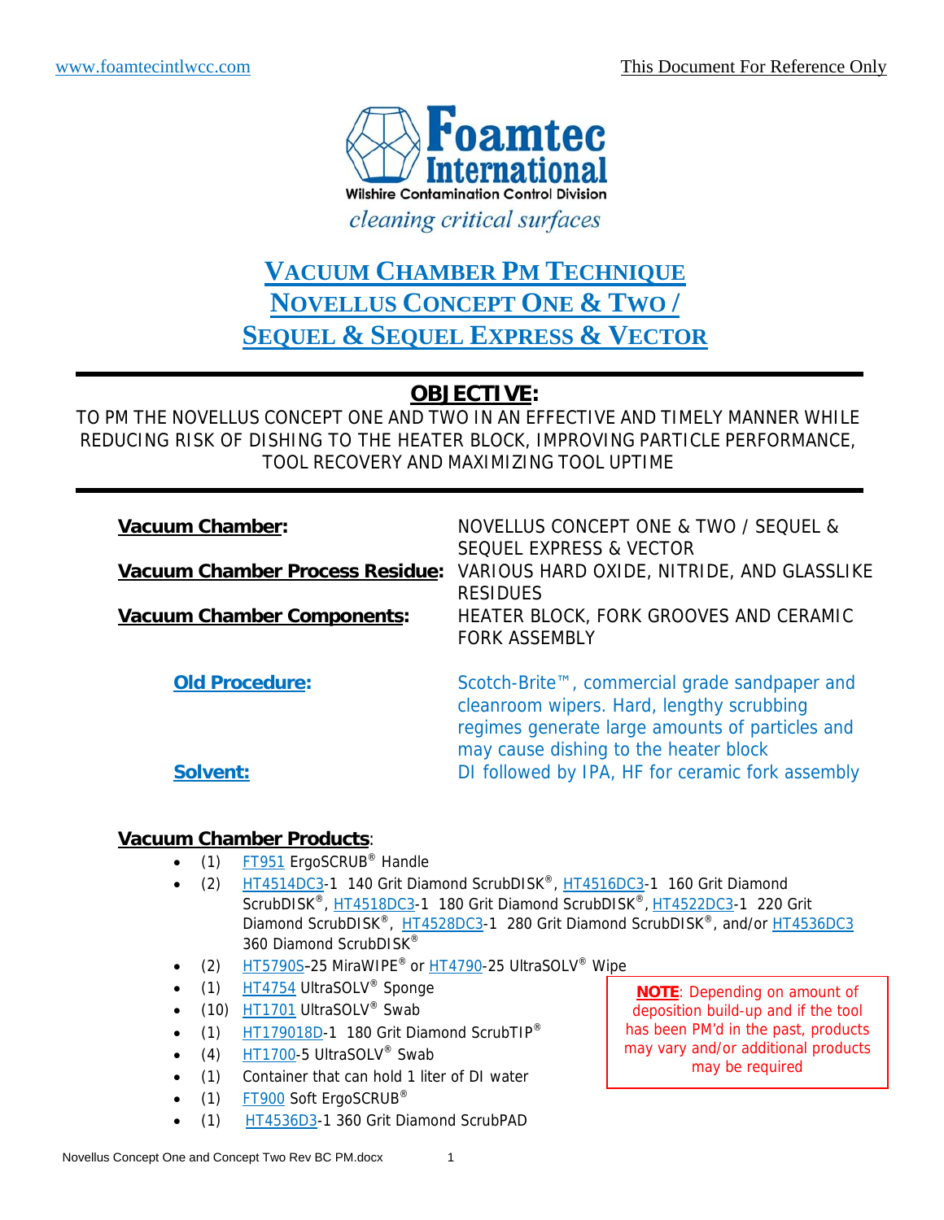www.foamtecintlwcc.com

This Document For Reference Only

Foamtec International

Wilshire Contamination Control Division

*cleaning critical surfaces*

# VACUUM CHAMBER PM TECHNIQUE NOVELLUS CONCEPT ONE & TWO / SEQUEL & SEQUEL EXPRESS & VECTOR

## OBJECTIVE:

TO PM THE NOVELLUS CONCEPT ONE AND TWO IN AN EFFECTIVE AND TIMELY MANNER WHILE REDUCING RISK OF DISHING TO THE HEATER BLOCK, IMPROVING PARTICLE PERFORMANCE, TOOL RECOVERY AND MAXIMIZING TOOL UPTIME

**Vacuum Chamber:** NOVELLUS CONCEPT ONE & TWO / SEQUEL & SEQUEL EXPRESS & VECTOR

**Vacuum Chamber Process Residue:** VARIOUS HARD OXIDE, NITRIDE, AND GLASSLIKE RESIDUES

**Vacuum Chamber Components:** HEATER BLOCK, FORK GROOVES AND CERAMIC FORK ASSEMBLY

**Old Procedure:** Scotch-Brite™, commercial grade sandpaper and cleanroom wipers. Hard, lengthy scrubbing regimes generate large amounts of particles and may cause dishing to the heater block

**Solvent:** DI followed by IPA, HF for ceramic fork assembly

**Vacuum Chamber Products**:

- (1) FT951 ErgoSCRUB® Handle
- (2) HT4514DC3-1 140 Grit Diamond ScrubDISK®, HT4516DC3-1 160 Grit Diamond ScrubDISK®, HT4518DC3-1 180 Grit Diamond ScrubDISK®, HT4522DC3-1 220 Grit Diamond ScrubDISK®, HT4528DC3-1 280 Grit Diamond ScrubDISK®, and/or HT4536DC3 360 Diamond ScrubDISK®
- (2) HT5790S-25 MiraWIPE® or HT4790-25 UltraSOLV® Wipe
- (1) HT4754 UltraSOLV® Sponge
- (10) HT1701 UltraSOLV® Swab
- (1) HT179018D-1 180 Grit Diamond ScrubTIP®
- (4) HT1700-5 UltraSOLV® Swab
- (1) Container that can hold 1 liter of DI water
- (1) FT900 Soft ErgoSCRUB®
- (1) HT4536D3-1 360 Grit Diamond ScrubPAD

**NOTE**: Depending on amount of deposition build-up and if the tool has been PM'd in the past, products may vary and/or additional products may be required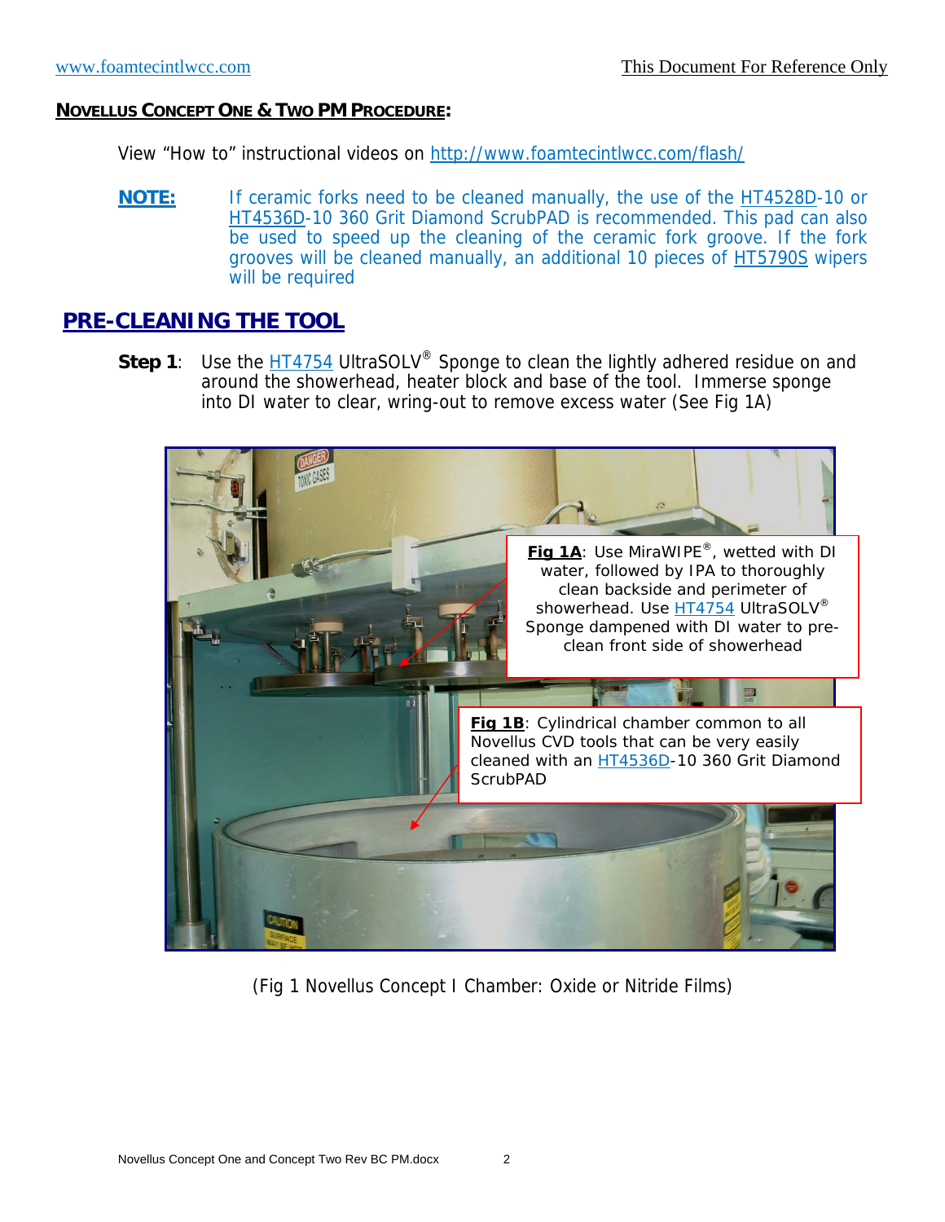**NOVELLUS CONCEPT ONE & TWO PM PROCEDURE:**

View "How to" instructional videos on http://www.foamtecintlwcc.com/flash/

**NOTE:** If ceramic forks need to be cleaned manually, the use of the HT4528D-10 or HT4536D-10 360 Grit Diamond ScrubPAD is recommended. This pad can also be used to speed up the cleaning of the ceramic fork groove. If the fork grooves will be cleaned manually, an additional 10 pieces of HT5790S wipers will be required

## PRE-CLEANING THE TOOL

**Step 1**: Use the HT4754 UltraSOLV® Sponge to clean the lightly adhered residue on and around the showerhead, heater block and base of the tool. Immerse sponge into DI water to clear, wring-out to remove excess water (See Fig 1A)

**Fig 1A**: Use MiraWIPE®, wetted with DI water, followed by IPA to thoroughly clean backside and perimeter of showerhead. Use HT4754 UltraSOLV® Sponge dampened with DI water to pre-clean front side of showerhead

**Fig 1B**: Cylindrical chamber common to all Novellus CVD tools that can be very easily cleaned with an HT4536D-10 360 Grit Diamond ScrubPAD

(Fig 1 Novellus Concept I Chamber: Oxide or Nitride Films)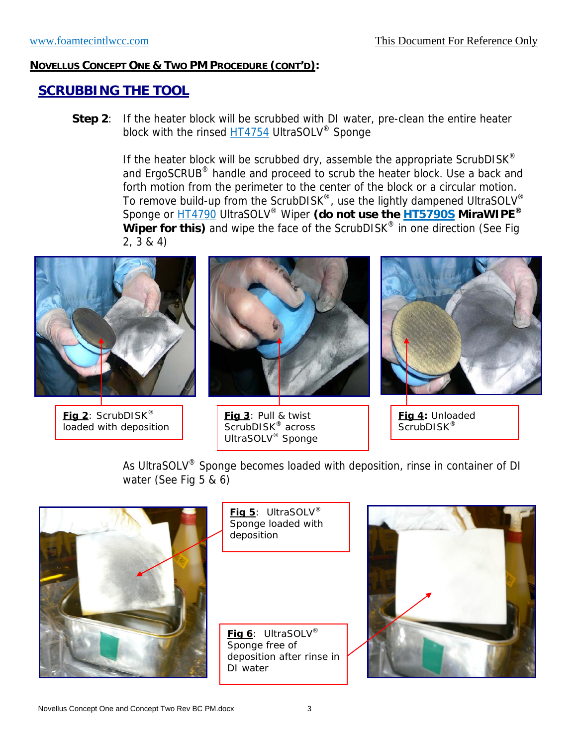**NOVELLUS CONCEPT ONE & TWO PM PROCEDURE (CONT'D):**

## SCRUBBING THE TOOL

**Step 2**: If the heater block will be scrubbed with DI water, pre-clean the entire heater block with the rinsed HT4754 UltraSOLV® Sponge

If the heater block will be scrubbed dry, assemble the appropriate ScrubDISK® and ErgoSCRUB® handle and proceed to scrub the heater block. Use a back and forth motion from the perimeter to the center of the block or a circular motion. To remove build-up from the ScrubDISK®, use the lightly dampened UltraSOLV® Sponge or HT4790 UltraSOLV® Wiper **(do not use the HT5790S MiraWIPE® Wiper for this)** and wipe the face of the ScrubDISK® in one direction (See Fig 2, 3 & 4)

**Fig 2**: ScrubDISK® loaded with deposition

**Fig 3**: Pull & twist ScrubDISK® across UltraSOLV® Sponge

**Fig 4:** Unloaded ScrubDISK®

As UltraSOLV® Sponge becomes loaded with deposition, rinse in container of DI water (See Fig 5 & 6)

**Fig 5**: UltraSOLV® Sponge loaded with deposition

**Fig 6**: UltraSOLV® Sponge free of deposition after rinse in DI water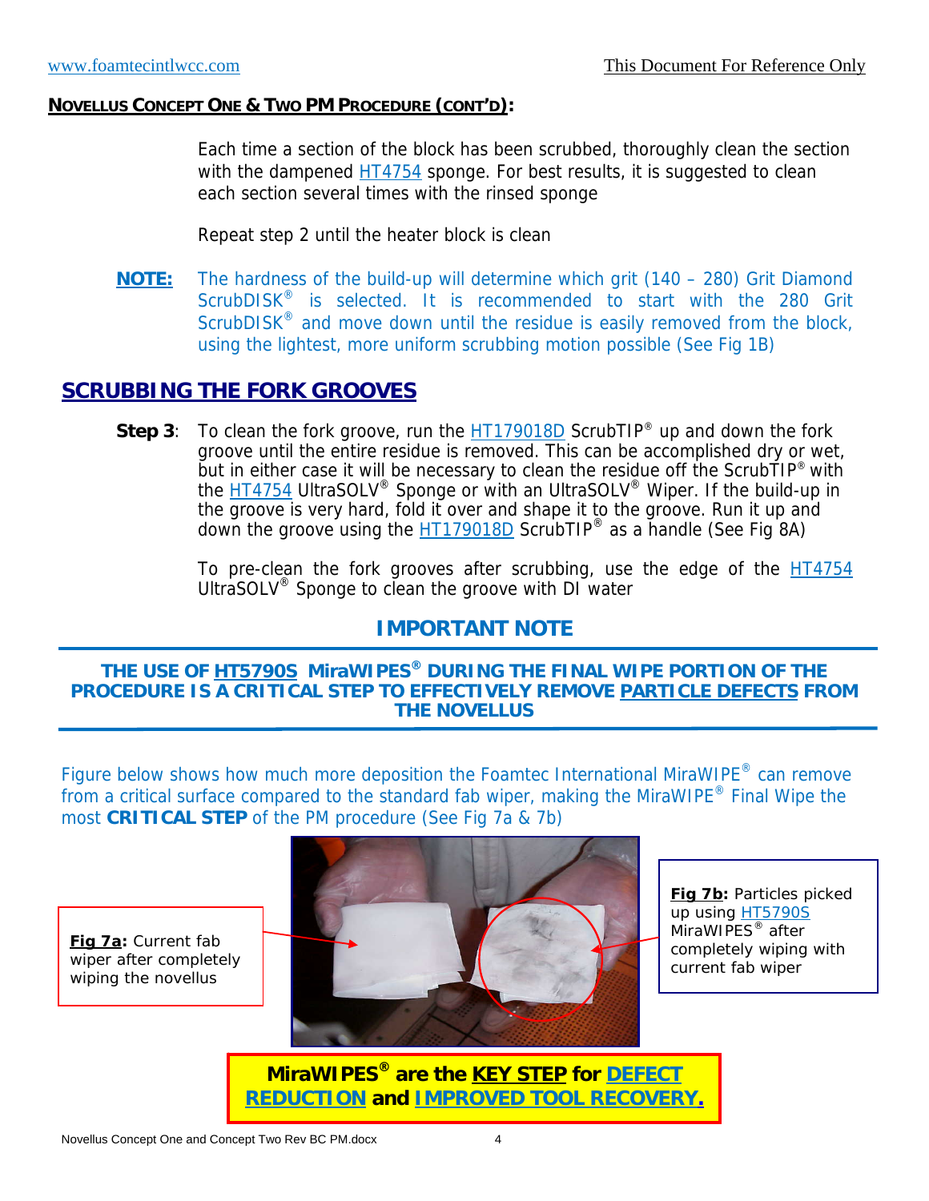**NOVELLUS CONCEPT ONE & TWO PM PROCEDURE (CONT'D):**

Each time a section of the block has been scrubbed, thoroughly clean the section with the dampened HT4754 sponge. For best results, it is suggested to clean each section several times with the rinsed sponge

Repeat step 2 until the heater block is clean

**NOTE:** The hardness of the build-up will determine which grit (140 – 280) Grit Diamond ScrubDISK® is selected. It is recommended to start with the 280 Grit ScrubDISK® and move down until the residue is easily removed from the block, using the lightest, more uniform scrubbing motion possible (See Fig 1B)

## SCRUBBING THE FORK GROOVES

**Step 3**: To clean the fork groove, run the HT179018D ScrubTIP® up and down the fork groove until the entire residue is removed. This can be accomplished dry or wet, but in either case it will be necessary to clean the residue off the ScrubTIP® with the HT4754 UltraSOLV® Sponge or with an UltraSOLV® Wiper. If the build-up in the groove is very hard, fold it over and shape it to the groove. Run it up and down the groove using the HT179018D ScrubTIP® as a handle (See Fig 8A)

To pre-clean the fork grooves after scrubbing, use the edge of the HT4754 UltraSOLV® Sponge to clean the groove with DI water

## IMPORTANT NOTE

**THE USE OF HT5790S MiraWIPES® DURING THE FINAL WIPE PORTION OF THE PROCEDURE IS A CRITICAL STEP TO EFFECTIVELY REMOVE PARTICLE DEFECTS FROM THE NOVELLUS**

Figure below shows how much more deposition the Foamtec International MiraWIPE® can remove from a critical surface compared to the standard fab wiper, making the MiraWIPE® Final Wipe the most **CRITICAL STEP** of the PM procedure (See Fig 7a & 7b)

**Fig 7a:** Current fab wiper after completely wiping the novellus

**Fig 7b:** Particles picked up using HT5790S MiraWIPES® after completely wiping with current fab wiper

**MiraWIPES® are the KEY STEP for DEFECT REDUCTION and IMPROVED TOOL RECOVERY.**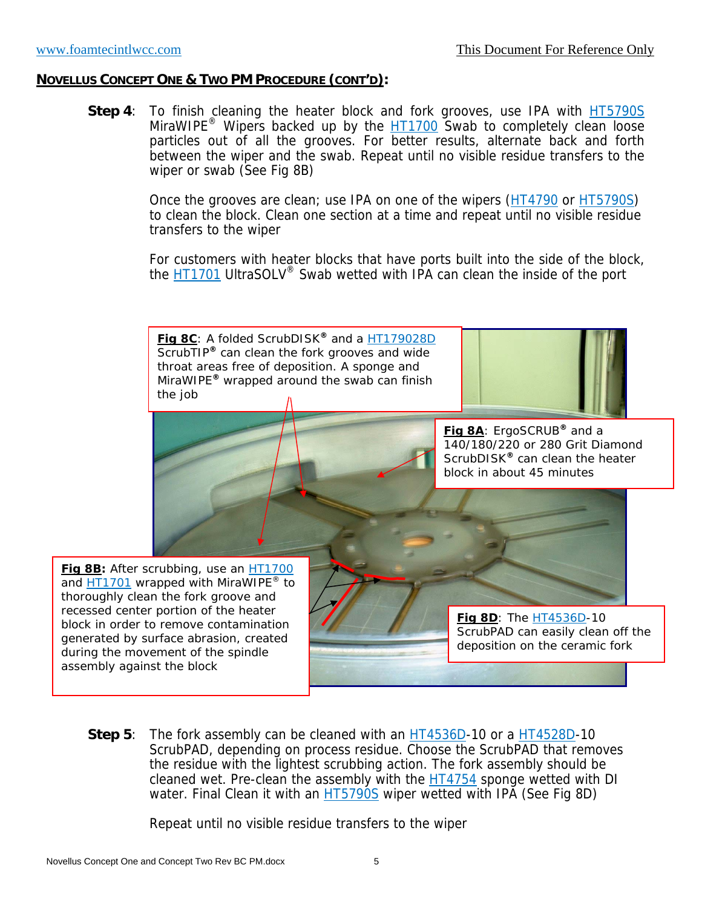## NOVELLUS CONCEPT ONE & TWO PM PROCEDURE (CONT'D):

**Step 4**: To finish cleaning the heater block and fork grooves, use IPA with HT5790S MiraWIPE® Wipers backed up by the HT1700 Swab to completely clean loose particles out of all the grooves. For better results, alternate back and forth between the wiper and the swab. Repeat until no visible residue transfers to the wiper or swab (See Fig 8B)

Once the grooves are clean; use IPA on one of the wipers (HT4790 or HT5790S) to clean the block. Clean one section at a time and repeat until no visible residue transfers to the wiper

For customers with heater blocks that have ports built into the side of the block, the HT1701 UltraSOLV® Swab wetted with IPA can clean the inside of the port

**Fig 8C**: A folded ScrubDISK® and a HT179028D ScrubTIP® can clean the fork grooves and wide throat areas free of deposition. A sponge and MiraWIPE® wrapped around the swab can finish the job

**Fig 8A**: ErgoSCRUB® and a 140/180/220 or 280 Grit Diamond ScrubDISK® can clean the heater block in about 45 minutes

**Fig 8B:** After scrubbing, use an HT1700 and HT1701 wrapped with MiraWIPE® to thoroughly clean the fork groove and recessed center portion of the heater block in order to remove contamination generated by surface abrasion, created during the movement of the spindle assembly against the block

**Fig 8D**: The HT4536D-10 ScrubPAD can easily clean off the deposition on the ceramic fork

**Step 5**: The fork assembly can be cleaned with an HT4536D-10 or a HT4528D-10 ScrubPAD, depending on process residue. Choose the ScrubPAD that removes the residue with the lightest scrubbing action. The fork assembly should be cleaned wet. Pre-clean the assembly with the HT4754 sponge wetted with DI water. Final Clean it with an HT5790S wiper wetted with IPA (See Fig 8D)

Repeat until no visible residue transfers to the wiper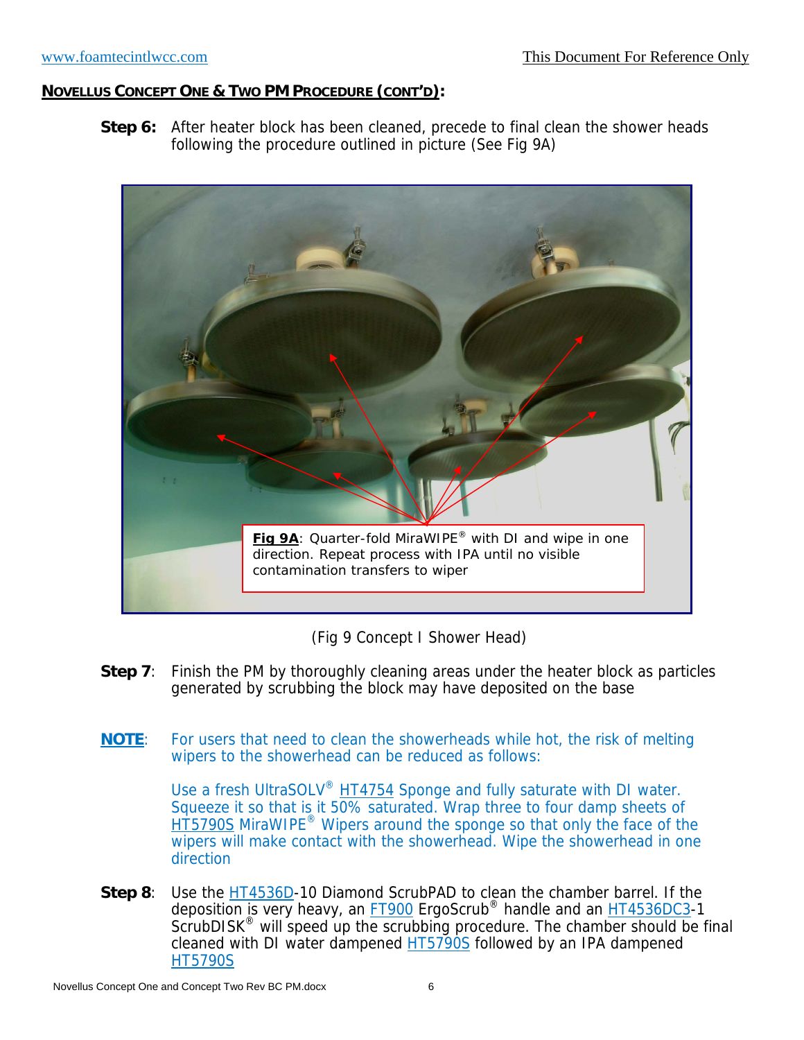## NOVELLUS CONCEPT ONE & TWO PM PROCEDURE (CONT'D):

**Step 6:** After heater block has been cleaned, precede to final clean the shower heads following the procedure outlined in picture (See Fig 9A)

**Fig 9A**: Quarter-fold MiraWIPE® with DI and wipe in one direction. Repeat process with IPA until no visible contamination transfers to wiper

(Fig 9 Concept I Shower Head)

**Step 7**: Finish the PM by thoroughly cleaning areas under the heater block as particles generated by scrubbing the block may have deposited on the base

**NOTE**: For users that need to clean the showerheads while hot, the risk of melting wipers to the showerhead can be reduced as follows:

Use a fresh UltraSOLV® HT4754 Sponge and fully saturate with DI water. Squeeze it so that is it 50% saturated. Wrap three to four damp sheets of HT5790S MiraWIPE® Wipers around the sponge so that only the face of the wipers will make contact with the showerhead. Wipe the showerhead in one direction

**Step 8**: Use the HT4536D-10 Diamond ScrubPAD to clean the chamber barrel. If the deposition is very heavy, an FT900 ErgoScrub® handle and an HT4536DC3-1 ScrubDISK® will speed up the scrubbing procedure. The chamber should be final cleaned with DI water dampened HT5790S followed by an IPA dampened HT5790S